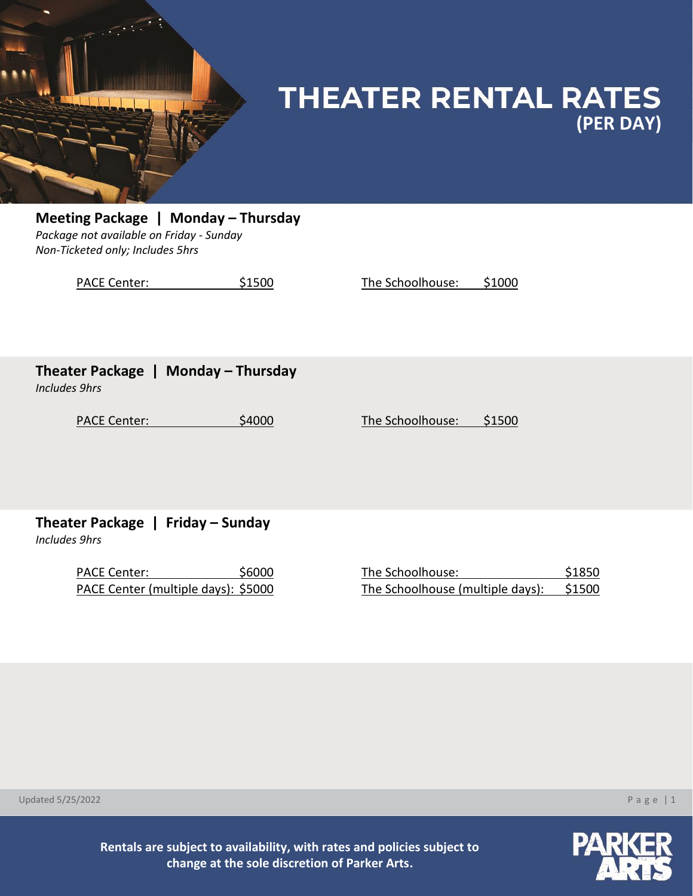# THEATER RENTAL RATES
## (PER DAY)

### Meeting Package | Monday – Thursday

*Package not available on Friday - Sunday*
*Non-Ticketed only; Includes 5hrs*

PACE Center: $1500

The Schoolhouse: $1000

### Theater Package | Monday – Thursday

*Includes 9hrs*

PACE Center: $4000

The Schoolhouse: $1500

### Theater Package | Friday – Sunday

*Includes 9hrs*

PACE Center: $6000
PACE Center (multiple days): $5000

The Schoolhouse: $1850
The Schoolhouse (multiple days): $1500

Updated 5/25/2022

**Rentals are subject to availability, with rates and policies subject to change at the sole discretion of Parker Arts.**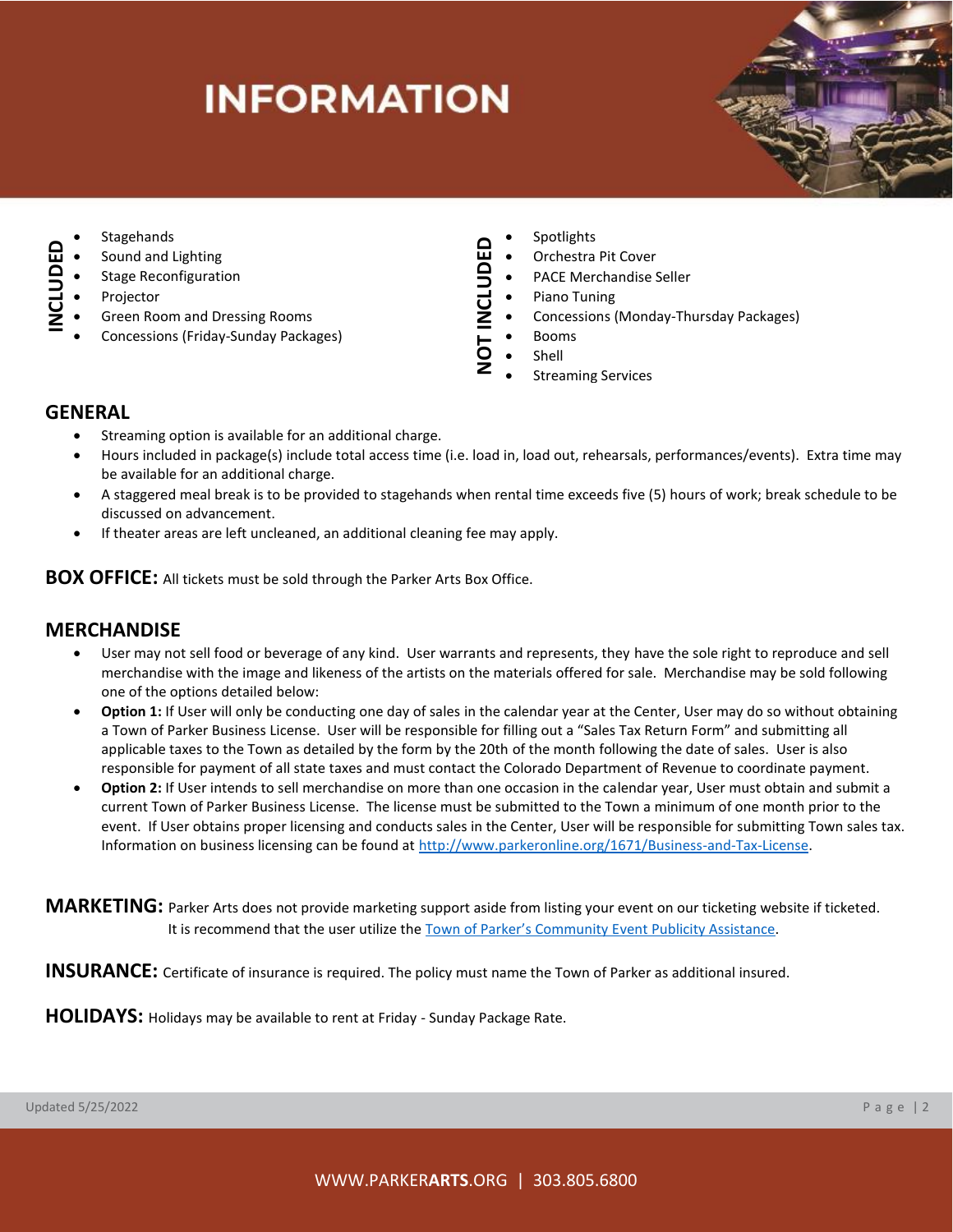# INFORMATION

**INCLUDED**

- Stagehands
- Sound and Lighting
- Stage Reconfiguration
- Projector
- Green Room and Dressing Rooms
- Concessions (Friday-Sunday Packages)

**NOT INCLUDED**

- Spotlights
- Orchestra Pit Cover
- PACE Merchandise Seller
- Piano Tuning
- Concessions (Monday-Thursday Packages)
- Booms
- Shell
- Streaming Services

## GENERAL

- Streaming option is available for an additional charge.
- Hours included in package(s) include total access time (i.e. load in, load out, rehearsals, performances/events). Extra time may be available for an additional charge.
- A staggered meal break is to be provided to stagehands when rental time exceeds five (5) hours of work; break schedule to be discussed on advancement.
- If theater areas are left uncleaned, an additional cleaning fee may apply.

**BOX OFFICE:** All tickets must be sold through the Parker Arts Box Office.

## MERCHANDISE

- User may not sell food or beverage of any kind. User warrants and represents, they have the sole right to reproduce and sell merchandise with the image and likeness of the artists on the materials offered for sale. Merchandise may be sold following one of the options detailed below:
- **Option 1:** If User will only be conducting one day of sales in the calendar year at the Center, User may do so without obtaining a Town of Parker Business License. User will be responsible for filling out a "Sales Tax Return Form" and submitting all applicable taxes to the Town as detailed by the form by the 20th of the month following the date of sales. User is also responsible for payment of all state taxes and must contact the Colorado Department of Revenue to coordinate payment.
- **Option 2:** If User intends to sell merchandise on more than one occasion in the calendar year, User must obtain and submit a current Town of Parker Business License. The license must be submitted to the Town a minimum of one month prior to the event. If User obtains proper licensing and conducts sales in the Center, User will be responsible for submitting Town sales tax. Information on business licensing can be found at http://www.parkeronline.org/1671/Business-and-Tax-License.

**MARKETING:** Parker Arts does not provide marketing support aside from listing your event on our ticketing website if ticketed. It is recommend that the user utilize the Town of Parker's Community Event Publicity Assistance.

**INSURANCE:** Certificate of insurance is required. The policy must name the Town of Parker as additional insured.

**HOLIDAYS:** Holidays may be available to rent at Friday - Sunday Package Rate.

Updated 5/25/2022

WWW.PARKERARTS.ORG | 303.805.6800